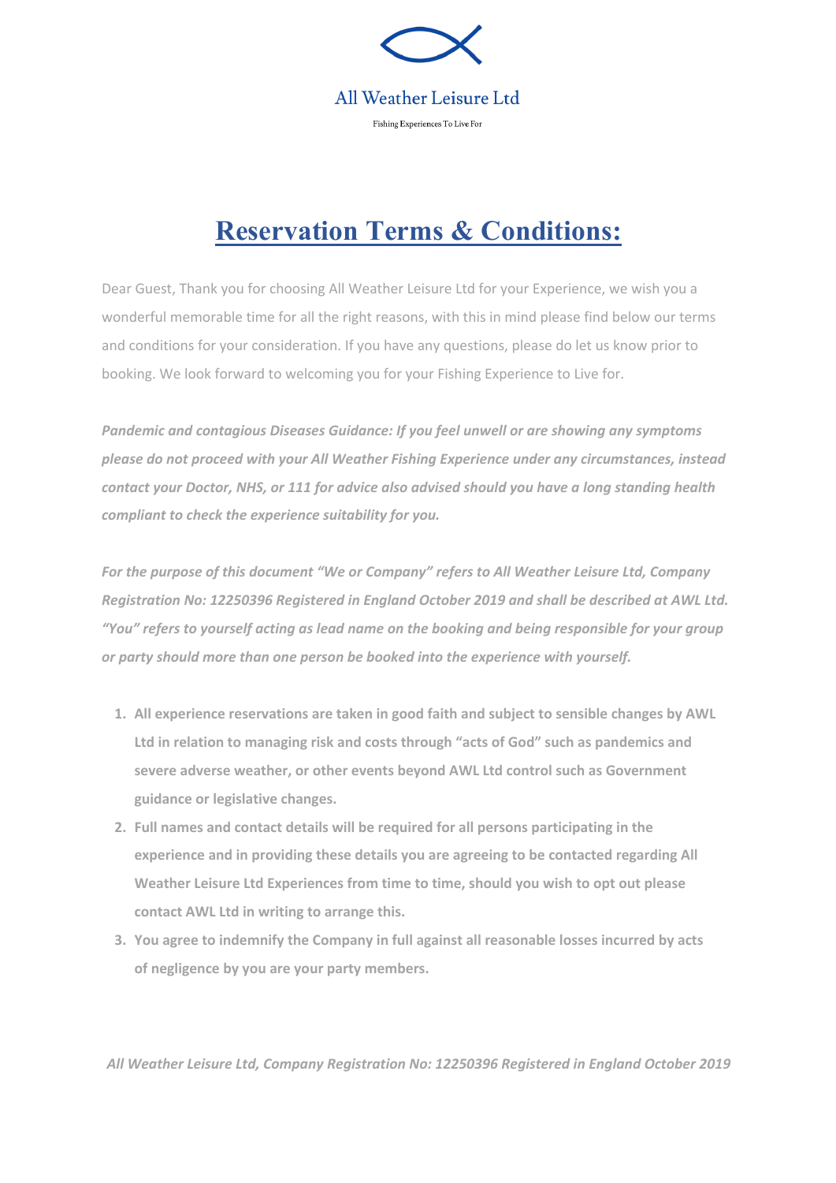All Weather Leisure Ltd

Fishing Experiences To Live For

# Reservation Terms & Conditions:

Dear Guest, Thank you for choosing All Weather Leisure Ltd for your Experience, we wish you a wonderful memorable time for all the right reasons, with this in mind please find below our terms and conditions for your consideration. If you have any questions, please do let us know prior to booking. We look forward to welcoming you for your Fishing Experience to Live for.

***Pandemic and contagious Diseases Guidance: If you feel unwell or are showing any symptoms please do not proceed with your All Weather Fishing Experience under any circumstances, instead contact your Doctor, NHS, or 111 for advice also advised should you have a long standing health compliant to check the experience suitability for you.***

***For the purpose of this document "We or Company" refers to All Weather Leisure Ltd, Company Registration No: 12250396 Registered in England October 2019 and shall be described at AWL Ltd. "You" refers to yourself acting as lead name on the booking and being responsible for your group or party should more than one person be booked into the experience with yourself.***

1. **All experience reservations are taken in good faith and subject to sensible changes by AWL Ltd in relation to managing risk and costs through "acts of God" such as pandemics and severe adverse weather, or other events beyond AWL Ltd control such as Government guidance or legislative changes.**
2. **Full names and contact details will be required for all persons participating in the experience and in providing these details you are agreeing to be contacted regarding All Weather Leisure Ltd Experiences from time to time, should you wish to opt out please contact AWL Ltd in writing to arrange this.**
3. **You agree to indemnify the Company in full against all reasonable losses incurred by acts of negligence by you are your party members.**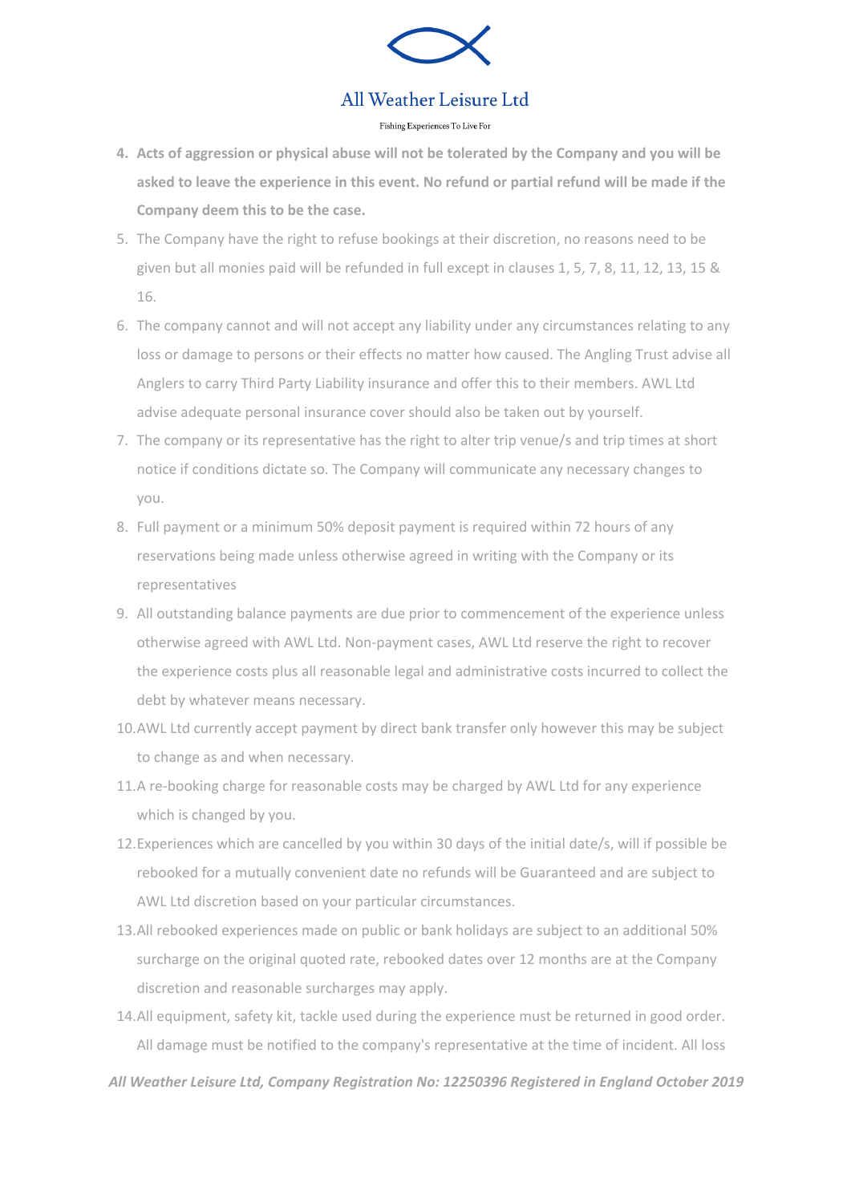4. **Acts of aggression or physical abuse will not be tolerated by the Company and you will be asked to leave the experience in this event. No refund or partial refund will be made if the Company deem this to be the case.**
5. The Company have the right to refuse bookings at their discretion, no reasons need to be given but all monies paid will be refunded in full except in clauses 1, 5, 7, 8, 11, 12, 13, 15 & 16.
6. The company cannot and will not accept any liability under any circumstances relating to any loss or damage to persons or their effects no matter how caused. The Angling Trust advise all Anglers to carry Third Party Liability insurance and offer this to their members. AWL Ltd advise adequate personal insurance cover should also be taken out by yourself.
7. The company or its representative has the right to alter trip venue/s and trip times at short notice if conditions dictate so. The Company will communicate any necessary changes to you.
8. Full payment or a minimum 50% deposit payment is required within 72 hours of any reservations being made unless otherwise agreed in writing with the Company or its representatives
9. All outstanding balance payments are due prior to commencement of the experience unless otherwise agreed with AWL Ltd. Non-payment cases, AWL Ltd reserve the right to recover the experience costs plus all reasonable legal and administrative costs incurred to collect the debt by whatever means necessary.
10. AWL Ltd currently accept payment by direct bank transfer only however this may be subject to change as and when necessary.
11. A re-booking charge for reasonable costs may be charged by AWL Ltd for any experience which is changed by you.
12. Experiences which are cancelled by you within 30 days of the initial date/s, will if possible be rebooked for a mutually convenient date no refunds will be Guaranteed and are subject to AWL Ltd discretion based on your particular circumstances.
13. All rebooked experiences made on public or bank holidays are subject to an additional 50% surcharge on the original quoted rate, rebooked dates over 12 months are at the Company discretion and reasonable surcharges may apply.
14. All equipment, safety kit, tackle used during the experience must be returned in good order. All damage must be notified to the company's representative at the time of incident. All loss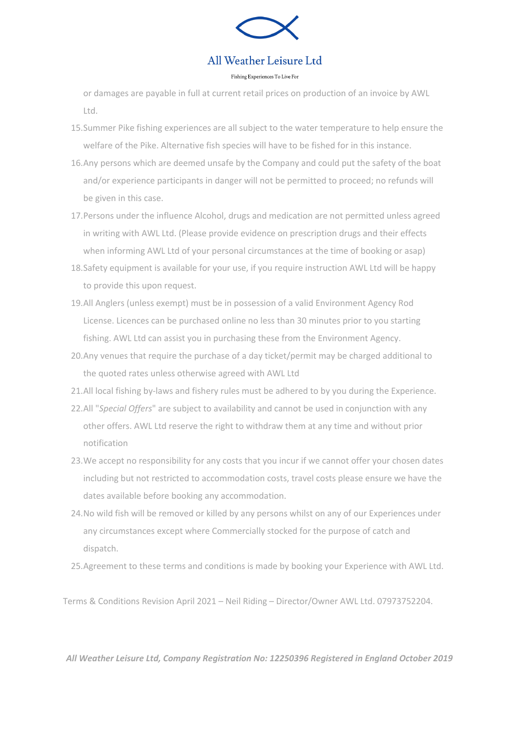or damages are payable in full at current retail prices on production of an invoice by AWL Ltd.

15. Summer Pike fishing experiences are all subject to the water temperature to help ensure the welfare of the Pike. Alternative fish species will have to be fished for in this instance.
16. Any persons which are deemed unsafe by the Company and could put the safety of the boat and/or experience participants in danger will not be permitted to proceed; no refunds will be given in this case.
17. Persons under the influence Alcohol, drugs and medication are not permitted unless agreed in writing with AWL Ltd. (Please provide evidence on prescription drugs and their effects when informing AWL Ltd of your personal circumstances at the time of booking or asap)
18. Safety equipment is available for your use, if you require instruction AWL Ltd will be happy to provide this upon request.
19. All Anglers (unless exempt) must be in possession of a valid Environment Agency Rod License. Licences can be purchased online no less than 30 minutes prior to you starting fishing. AWL Ltd can assist you in purchasing these from the Environment Agency.
20. Any venues that require the purchase of a day ticket/permit may be charged additional to the quoted rates unless otherwise agreed with AWL Ltd
21. All local fishing by-laws and fishery rules must be adhered to by you during the Experience.
22. All "*Special Offers*" are subject to availability and cannot be used in conjunction with any other offers. AWL Ltd reserve the right to withdraw them at any time and without prior notification
23. We accept no responsibility for any costs that you incur if we cannot offer your chosen dates including but not restricted to accommodation costs, travel costs please ensure we have the dates available before booking any accommodation.
24. No wild fish will be removed or killed by any persons whilst on any of our Experiences under any circumstances except where Commercially stocked for the purpose of catch and dispatch.
25. Agreement to these terms and conditions is made by booking your Experience with AWL Ltd.

Terms & Conditions Revision April 2021 – Neil Riding – Director/Owner AWL Ltd. 07973752204.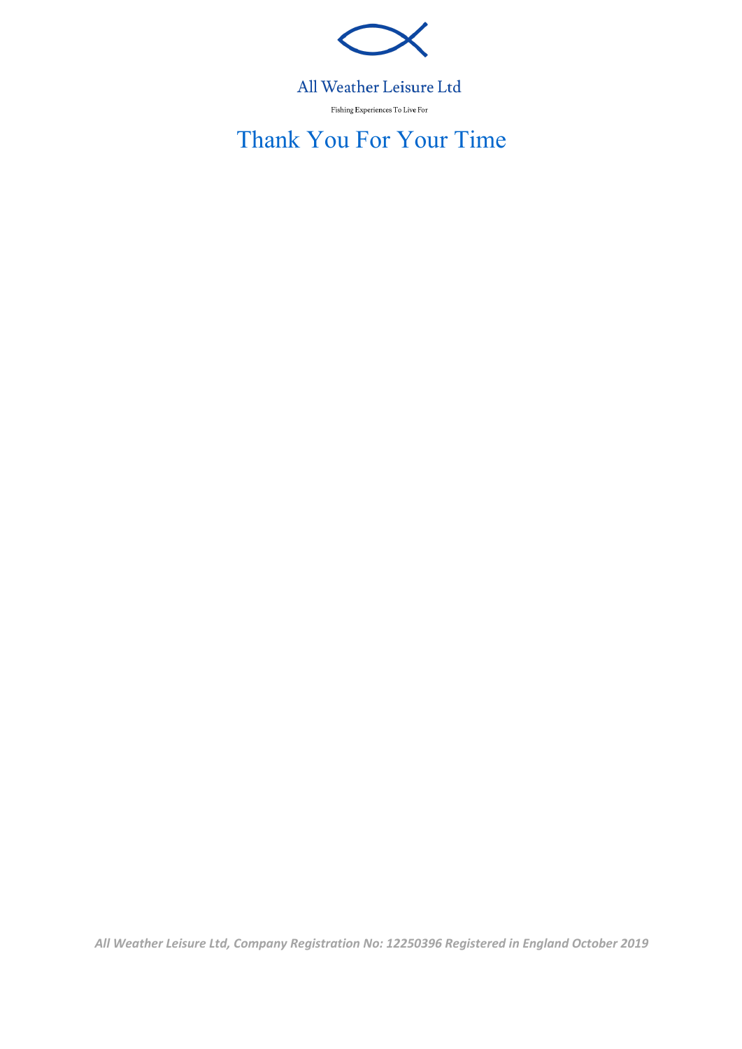All Weather Leisure Ltd

Fishing Experiences To Live For

# Thank You For Your Time

*All Weather Leisure Ltd, Company Registration No: 12250396 Registered in England October 2019*